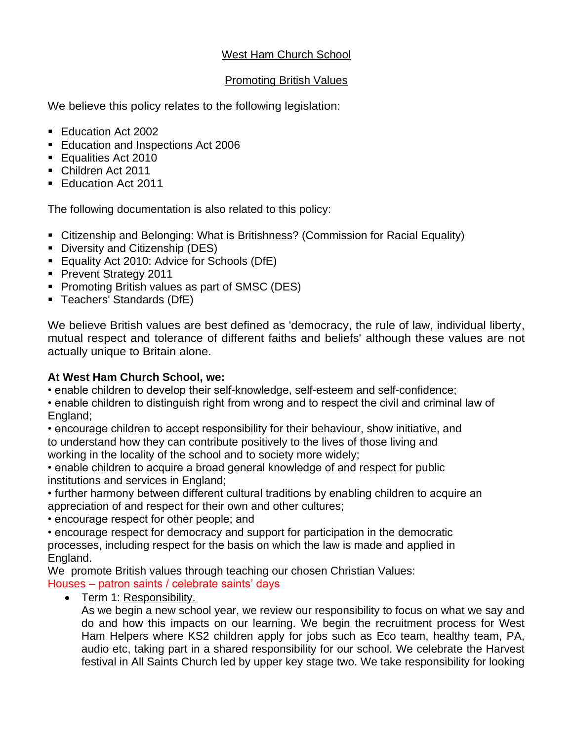# West Ham Church School

## Promoting British Values

We believe this policy relates to the following legislation:

- Education Act 2002
- Education and Inspections Act 2006
- Equalities Act 2010
- Children Act 2011
- Education Act 2011

The following documentation is also related to this policy:

- Citizenship and Belonging: What is Britishness? (Commission for Racial Equality)
- Diversity and Citizenship (DES)
- Equality Act 2010: Advice for Schools (DfE)
- Prevent Strategy 2011
- Promoting British values as part of SMSC (DES)
- Teachers' Standards (DfE)

We believe British values are best defined as 'democracy, the rule of law, individual liberty, mutual respect and tolerance of different faiths and beliefs' although these values are not actually unique to Britain alone.

**At West Ham Church School, we:**

- enable children to develop their self-knowledge, self-esteem and self-confidence;
- enable children to distinguish right from wrong and to respect the civil and criminal law of England;
- encourage children to accept responsibility for their behaviour, show initiative, and to understand how they can contribute positively to the lives of those living and working in the locality of the school and to society more widely;
- enable children to acquire a broad general knowledge of and respect for public institutions and services in England;
- further harmony between different cultural traditions by enabling children to acquire an appreciation of and respect for their own and other cultures;
- encourage respect for other people; and
- encourage respect for democracy and support for participation in the democratic processes, including respect for the basis on which the law is made and applied in England.

We promote British values through teaching our chosen Christian Values:

Houses – patron saints / celebrate saints' days

- Term 1: Responsibility.
  As we begin a new school year, we review our responsibility to focus on what we say and do and how this impacts on our learning. We begin the recruitment process for West Ham Helpers where KS2 children apply for jobs such as Eco team, healthy team, PA, audio etc, taking part in a shared responsibility for our school. We celebrate the Harvest festival in All Saints Church led by upper key stage two. We take responsibility for looking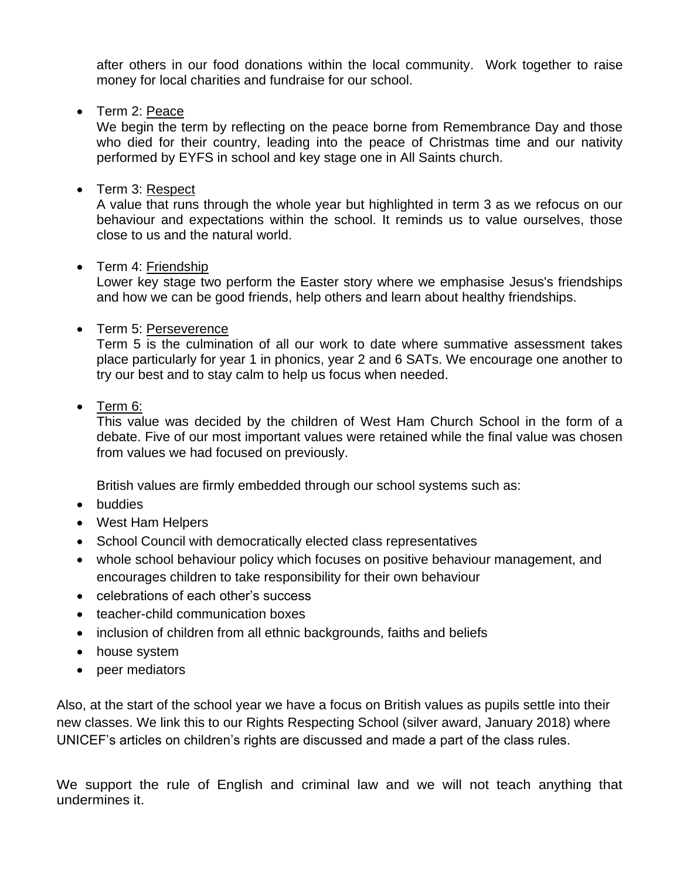after others in our food donations within the local community. Work together to raise money for local charities and fundraise for our school.

- Term 2: Peace
  We begin the term by reflecting on the peace borne from Remembrance Day and those who died for their country, leading into the peace of Christmas time and our nativity performed by EYFS in school and key stage one in All Saints church.

- Term 3: Respect
  A value that runs through the whole year but highlighted in term 3 as we refocus on our behaviour and expectations within the school. It reminds us to value ourselves, those close to us and the natural world.

- Term 4: Friendship
  Lower key stage two perform the Easter story where we emphasise Jesus's friendships and how we can be good friends, help others and learn about healthy friendships.

- Term 5: Perseverence
  Term 5 is the culmination of all our work to date where summative assessment takes place particularly for year 1 in phonics, year 2 and 6 SATs. We encourage one another to try our best and to stay calm to help us focus when needed.

- Term 6:
  This value was decided by the children of West Ham Church School in the form of a debate. Five of our most important values were retained while the final value was chosen from values we had focused on previously.

  British values are firmly embedded through our school systems such as:

- buddies
- West Ham Helpers
- School Council with democratically elected class representatives
- whole school behaviour policy which focuses on positive behaviour management, and encourages children to take responsibility for their own behaviour
- celebrations of each other's success
- teacher-child communication boxes
- inclusion of children from all ethnic backgrounds, faiths and beliefs
- house system
- peer mediators

Also, at the start of the school year we have a focus on British values as pupils settle into their new classes. We link this to our Rights Respecting School (silver award, January 2018) where UNICEF's articles on children's rights are discussed and made a part of the class rules.

We support the rule of English and criminal law and we will not teach anything that undermines it.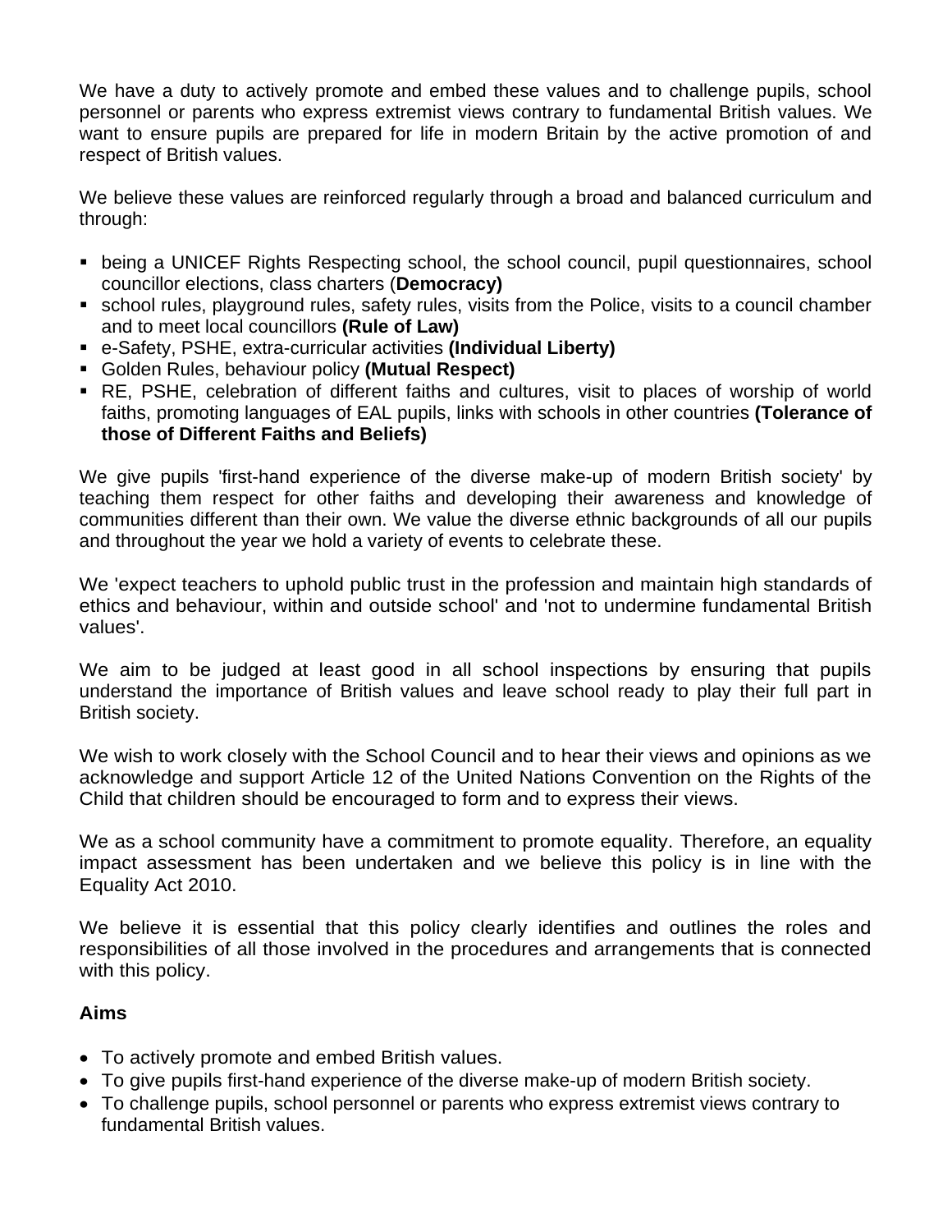We have a duty to actively promote and embed these values and to challenge pupils, school personnel or parents who express extremist views contrary to fundamental British values. We want to ensure pupils are prepared for life in modern Britain by the active promotion of and respect of British values.

We believe these values are reinforced regularly through a broad and balanced curriculum and through:

- being a UNICEF Rights Respecting school, the school council, pupil questionnaires, school councillor elections, class charters (**Democracy)**
- school rules, playground rules, safety rules, visits from the Police, visits to a council chamber and to meet local councillors **(Rule of Law)**
- e-Safety, PSHE, extra-curricular activities **(Individual Liberty)**
- Golden Rules, behaviour policy **(Mutual Respect)**
- RE, PSHE, celebration of different faiths and cultures, visit to places of worship of world faiths, promoting languages of EAL pupils, links with schools in other countries **(Tolerance of those of Different Faiths and Beliefs)**

We give pupils 'first-hand experience of the diverse make-up of modern British society' by teaching them respect for other faiths and developing their awareness and knowledge of communities different than their own. We value the diverse ethnic backgrounds of all our pupils and throughout the year we hold a variety of events to celebrate these.

We 'expect teachers to uphold public trust in the profession and maintain high standards of ethics and behaviour, within and outside school' and 'not to undermine fundamental British values'.

We aim to be judged at least good in all school inspections by ensuring that pupils understand the importance of British values and leave school ready to play their full part in British society.

We wish to work closely with the School Council and to hear their views and opinions as we acknowledge and support Article 12 of the United Nations Convention on the Rights of the Child that children should be encouraged to form and to express their views.

We as a school community have a commitment to promote equality. Therefore, an equality impact assessment has been undertaken and we believe this policy is in line with the Equality Act 2010.

We believe it is essential that this policy clearly identifies and outlines the roles and responsibilities of all those involved in the procedures and arrangements that is connected with this policy.

## Aims

- To actively promote and embed British values.
- To give pupils first-hand experience of the diverse make-up of modern British society.
- To challenge pupils, school personnel or parents who express extremist views contrary to fundamental British values.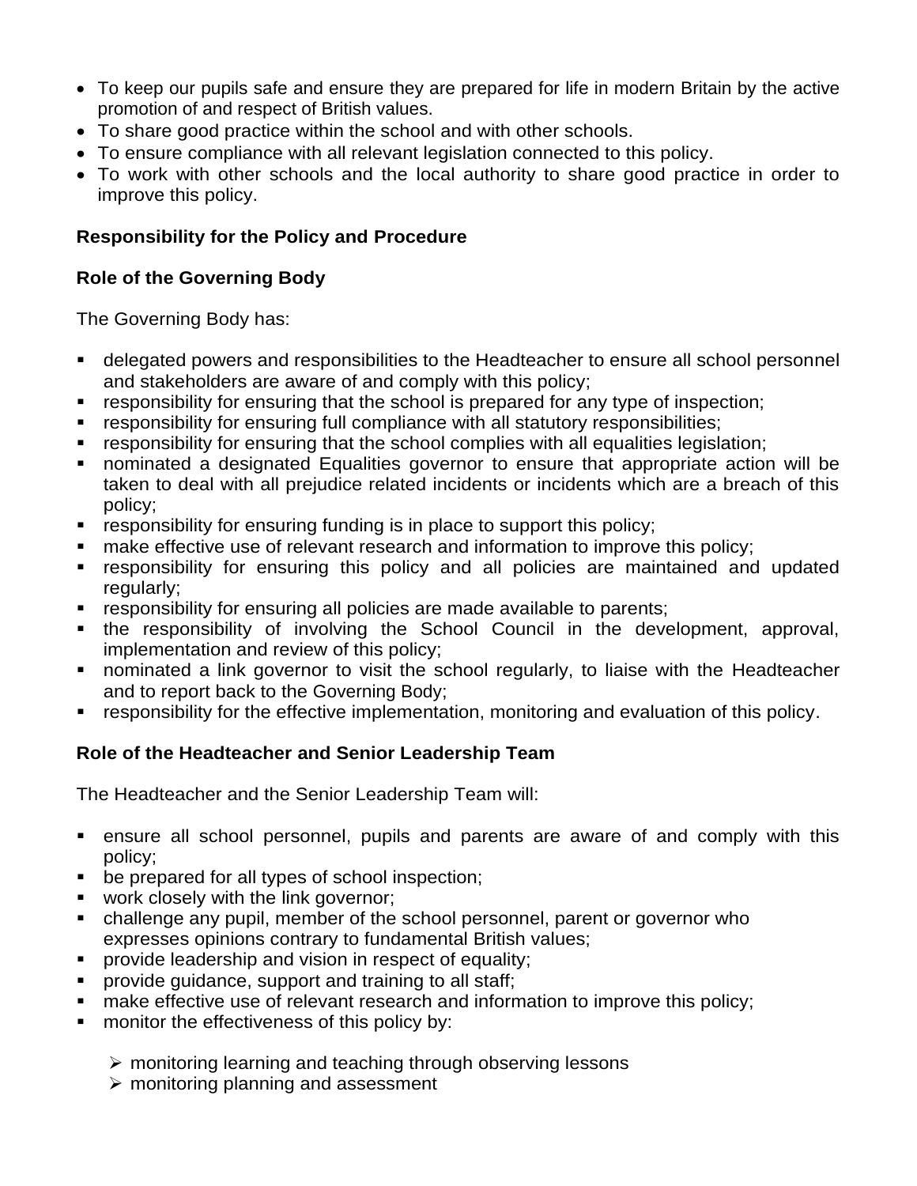- To keep our pupils safe and ensure they are prepared for life in modern Britain by the active promotion of and respect of British values.
- To share good practice within the school and with other schools.
- To ensure compliance with all relevant legislation connected to this policy.
- To work with other schools and the local authority to share good practice in order to improve this policy.

**Responsibility for the Policy and Procedure**

**Role of the Governing Body**

The Governing Body has:

- delegated powers and responsibilities to the Headteacher to ensure all school personnel and stakeholders are aware of and comply with this policy;
- responsibility for ensuring that the school is prepared for any type of inspection;
- responsibility for ensuring full compliance with all statutory responsibilities;
- responsibility for ensuring that the school complies with all equalities legislation;
- nominated a designated Equalities governor to ensure that appropriate action will be taken to deal with all prejudice related incidents or incidents which are a breach of this policy;
- responsibility for ensuring funding is in place to support this policy;
- make effective use of relevant research and information to improve this policy;
- responsibility for ensuring this policy and all policies are maintained and updated regularly;
- responsibility for ensuring all policies are made available to parents;
- the responsibility of involving the School Council in the development, approval, implementation and review of this policy;
- nominated a link governor to visit the school regularly, to liaise with the Headteacher and to report back to the Governing Body;
- responsibility for the effective implementation, monitoring and evaluation of this policy.

**Role of the Headteacher and Senior Leadership Team**

The Headteacher and the Senior Leadership Team will:

- ensure all school personnel, pupils and parents are aware of and comply with this policy;
- be prepared for all types of school inspection;
- work closely with the link governor;
- challenge any pupil, member of the school personnel, parent or governor who expresses opinions contrary to fundamental British values;
- provide leadership and vision in respect of equality;
- provide guidance, support and training to all staff;
- make effective use of relevant research and information to improve this policy;
- monitor the effectiveness of this policy by:
  - monitoring learning and teaching through observing lessons
  - monitoring planning and assessment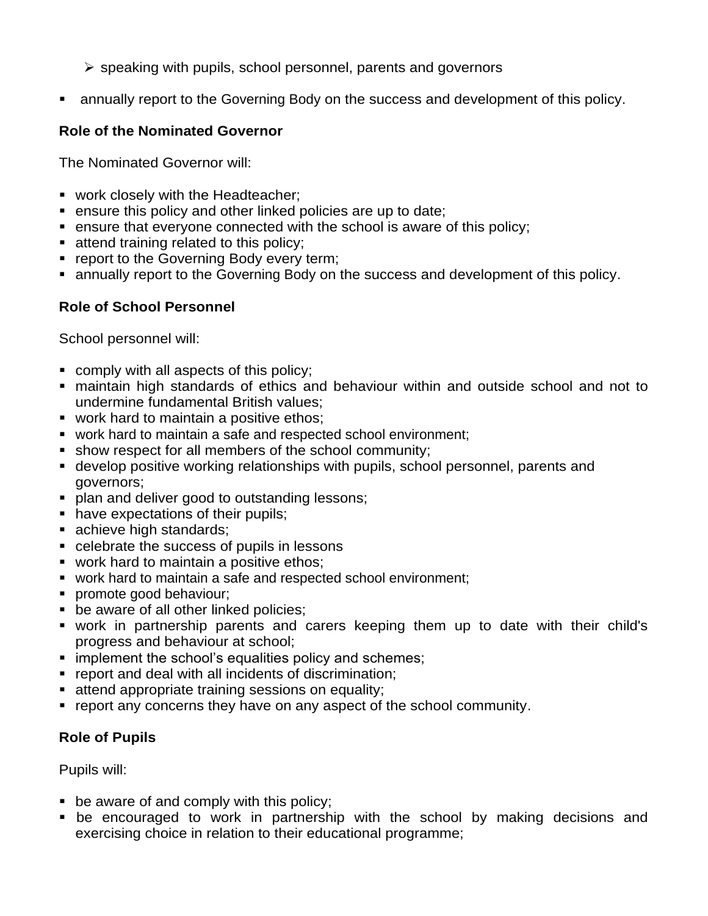- speaking with pupils, school personnel, parents and governors

- annually report to the Governing Body on the success and development of this policy.

**Role of the Nominated Governor**

The Nominated Governor will:

- work closely with the Headteacher;
- ensure this policy and other linked policies are up to date;
- ensure that everyone connected with the school is aware of this policy;
- attend training related to this policy;
- report to the Governing Body every term;
- annually report to the Governing Body on the success and development of this policy.

**Role of School Personnel**

School personnel will:

- comply with all aspects of this policy;
- maintain high standards of ethics and behaviour within and outside school and not to undermine fundamental British values;
- work hard to maintain a positive ethos;
- work hard to maintain a safe and respected school environment;
- show respect for all members of the school community;
- develop positive working relationships with pupils, school personnel, parents and governors;
- plan and deliver good to outstanding lessons;
- have expectations of their pupils;
- achieve high standards;
- celebrate the success of pupils in lessons
- work hard to maintain a positive ethos;
- work hard to maintain a safe and respected school environment;
- promote good behaviour;
- be aware of all other linked policies;
- work in partnership parents and carers keeping them up to date with their child's progress and behaviour at school;
- implement the school's equalities policy and schemes;
- report and deal with all incidents of discrimination;
- attend appropriate training sessions on equality;
- report any concerns they have on any aspect of the school community.

**Role of Pupils**

Pupils will:

- be aware of and comply with this policy;
- be encouraged to work in partnership with the school by making decisions and exercising choice in relation to their educational programme;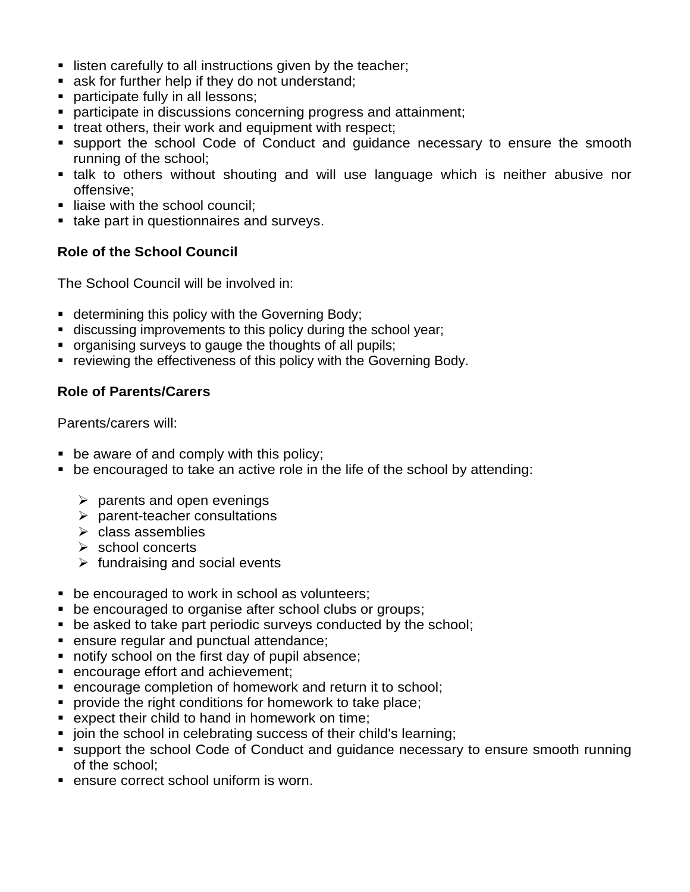- listen carefully to all instructions given by the teacher;
- ask for further help if they do not understand;
- participate fully in all lessons;
- participate in discussions concerning progress and attainment;
- treat others, their work and equipment with respect;
- support the school Code of Conduct and guidance necessary to ensure the smooth running of the school;
- talk to others without shouting and will use language which is neither abusive nor offensive;
- liaise with the school council;
- take part in questionnaires and surveys.

**Role of the School Council**

The School Council will be involved in:

- determining this policy with the Governing Body;
- discussing improvements to this policy during the school year;
- organising surveys to gauge the thoughts of all pupils;
- reviewing the effectiveness of this policy with the Governing Body.

**Role of Parents/Carers**

Parents/carers will:

- be aware of and comply with this policy;
- be encouraged to take an active role in the life of the school by attending:

  - parents and open evenings
  - parent-teacher consultations
  - class assemblies
  - school concerts
  - fundraising and social events

- be encouraged to work in school as volunteers;
- be encouraged to organise after school clubs or groups;
- be asked to take part periodic surveys conducted by the school;
- ensure regular and punctual attendance;
- notify school on the first day of pupil absence;
- encourage effort and achievement;
- encourage completion of homework and return it to school;
- provide the right conditions for homework to take place;
- expect their child to hand in homework on time;
- join the school in celebrating success of their child's learning;
- support the school Code of Conduct and guidance necessary to ensure smooth running of the school;
- ensure correct school uniform is worn.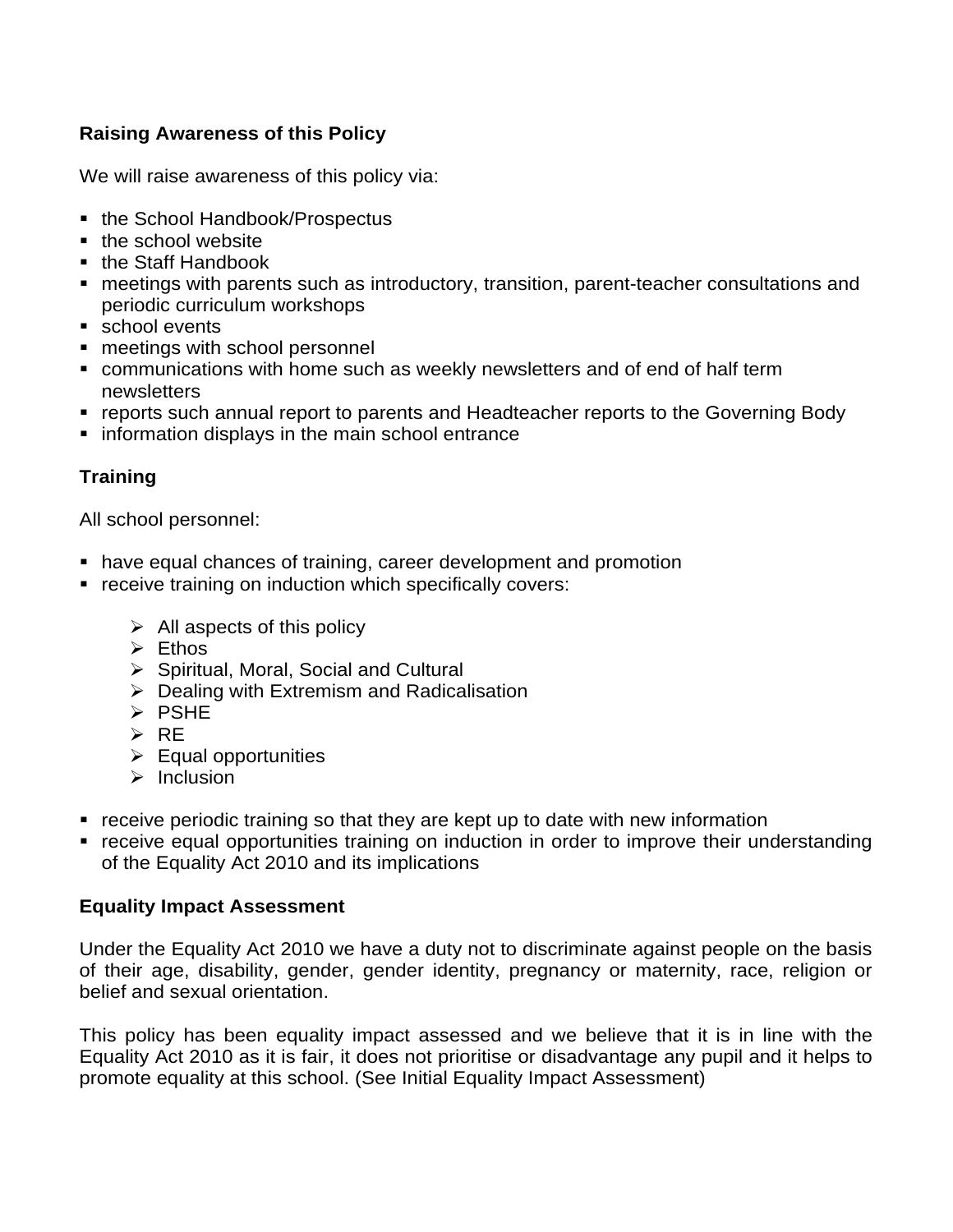**Raising Awareness of this Policy**

We will raise awareness of this policy via:

- the School Handbook/Prospectus
- the school website
- the Staff Handbook
- meetings with parents such as introductory, transition, parent-teacher consultations and periodic curriculum workshops
- school events
- meetings with school personnel
- communications with home such as weekly newsletters and of end of half term newsletters
- reports such annual report to parents and Headteacher reports to the Governing Body
- information displays in the main school entrance

**Training**

All school personnel:

- have equal chances of training, career development and promotion
- receive training on induction which specifically covers:
    - All aspects of this policy
    - Ethos
    - Spiritual, Moral, Social and Cultural
    - Dealing with Extremism and Radicalisation
    - PSHE
    - RE
    - Equal opportunities
    - Inclusion
- receive periodic training so that they are kept up to date with new information
- receive equal opportunities training on induction in order to improve their understanding of the Equality Act 2010 and its implications

**Equality Impact Assessment**

Under the Equality Act 2010 we have a duty not to discriminate against people on the basis of their age, disability, gender, gender identity, pregnancy or maternity, race, religion or belief and sexual orientation.

This policy has been equality impact assessed and we believe that it is in line with the Equality Act 2010 as it is fair, it does not prioritise or disadvantage any pupil and it helps to promote equality at this school. (See Initial Equality Impact Assessment)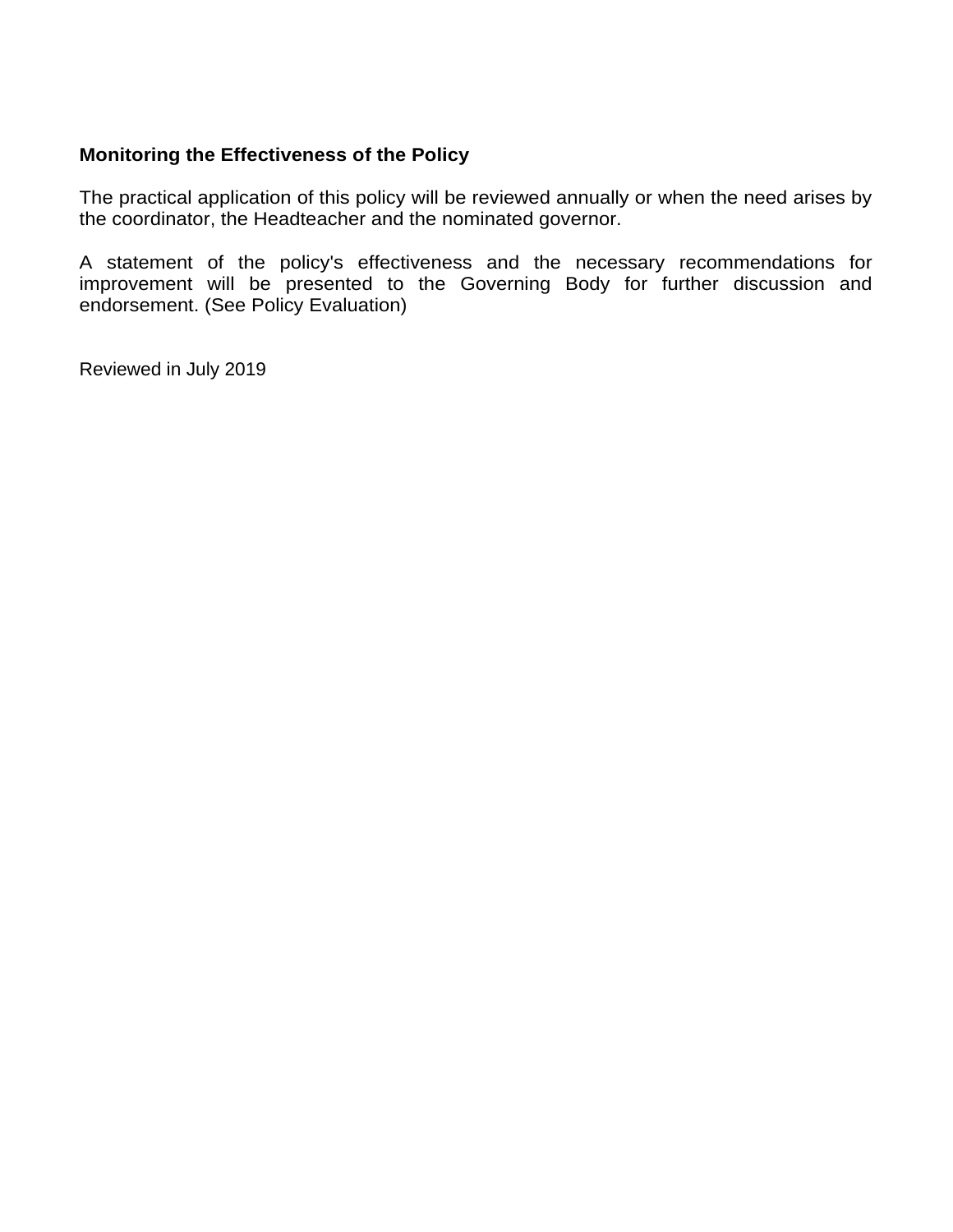**Monitoring the Effectiveness of the Policy**

The practical application of this policy will be reviewed annually or when the need arises by the coordinator, the Headteacher and the nominated governor.

A statement of the policy's effectiveness and the necessary recommendations for improvement will be presented to the Governing Body for further discussion and endorsement. (See Policy Evaluation)

Reviewed in July 2019